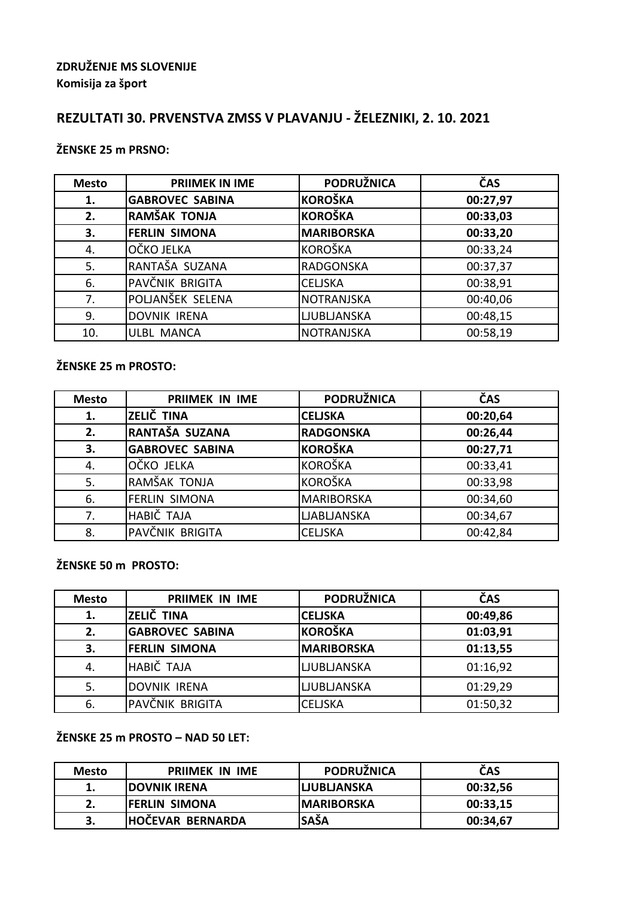**ZDRUŽENJE MS SLOVENIJE**
**Komisija za šport**

## REZULTATI 30. PRVENSTVA ZMSS V PLAVANJU - ŽELEZNIKI, 2. 10. 2021

### ŽENSKE 25 m PRSNO:

| Mesto | PRIIMEK IN IME | PODRUŽNICA | ČAS |
|---|---|---|---|
| **1.** | **GABROVEC SABINA** | **KOROŠKA** | **00:27,97** |
| **2.** | **RAMŠAK TONJA** | **KOROŠKA** | **00:33,03** |
| **3.** | **FERLIN SIMONA** | **MARIBORSKA** | **00:33,20** |
| 4. | OČKO JELKA | KOROŠKA | 00:33,24 |
| 5. | RANTAŠA SUZANA | RADGONSKA | 00:37,37 |
| 6. | PAVČNIK BRIGITA | CELJSKA | 00:38,91 |
| 7. | POLJANŠEK SELENA | NOTRANJSKA | 00:40,06 |
| 9. | DOVNIK IRENA | LJUBLJANSKA | 00:48,15 |
| 10. | ULBL MANCA | NOTRANJSKA | 00:58,19 |

### ŽENSKE 25 m PROSTO:

| Mesto | PRIIMEK IN IME | PODRUŽNICA | ČAS |
|---|---|---|---|
| **1.** | **ZELIČ TINA** | **CELJSKA** | **00:20,64** |
| **2.** | **RANTAŠA SUZANA** | **RADGONSKA** | **00:26,44** |
| **3.** | **GABROVEC SABINA** | **KOROŠKA** | **00:27,71** |
| 4. | OČKO JELKA | KOROŠKA | 00:33,41 |
| 5. | RAMŠAK TONJA | KOROŠKA | 00:33,98 |
| 6. | FERLIN SIMONA | MARIBORSKA | 00:34,60 |
| 7. | HABIČ TAJA | LJABLJANSKA | 00:34,67 |
| 8. | PAVČNIK BRIGITA | CELJSKA | 00:42,84 |

### ŽENSKE 50 m PROSTO:

| Mesto | PRIIMEK IN IME | PODRUŽNICA | ČAS |
|---|---|---|---|
| **1.** | **ZELIČ TINA** | **CELJSKA** | **00:49,86** |
| **2.** | **GABROVEC SABINA** | **KOROŠKA** | **01:03,91** |
| **3.** | **FERLIN SIMONA** | **MARIBORSKA** | **01:13,55** |
| 4. | HABIČ TAJA | LJUBLJANSKA | 01:16,92 |
| 5. | DOVNIK IRENA | LJUBLJANSKA | 01:29,29 |
| 6. | PAVČNIK BRIGITA | CELJSKA | 01:50,32 |

### ŽENSKE 25 m PROSTO – NAD 50 LET:

| Mesto | PRIIMEK IN IME | PODRUŽNICA | ČAS |
|---|---|---|---|
| **1.** | **DOVNIK IRENA** | **LJUBLJANSKA** | **00:32,56** |
| **2.** | **FERLIN SIMONA** | **MARIBORSKA** | **00:33,15** |
| **3.** | **HOČEVAR BERNARDA** | **SAŠA** | **00:34,67** |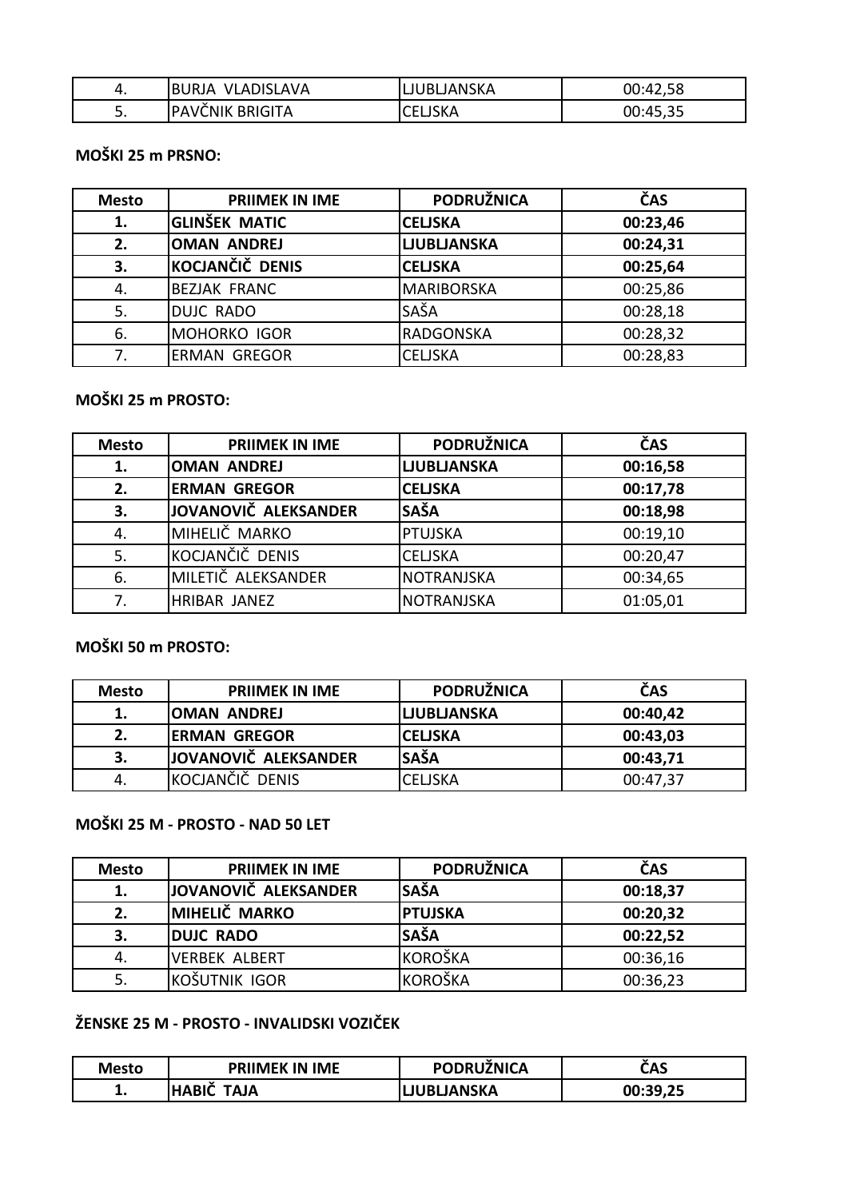| | | | |
|---|---|---|---|
| 4. | BURJA VLADISLAVA | LJUBLJANSKA | 00:42,58 |
| 5. | PAVČNIK BRIGITA | CELJSKA | 00:45,35 |

**MOŠKI 25 m PRSNO:**

| Mesto | PRIIMEK IN IME | PODRUŽNICA | ČAS |
|---|---|---|---|
| **1.** | **GLINŠEK MATIC** | **CELJSKA** | **00:23,46** |
| **2.** | **OMAN ANDREJ** | **LJUBLJANSKA** | **00:24,31** |
| **3.** | **KOCJANČIČ DENIS** | **CELJSKA** | **00:25,64** |
| 4. | BEZJAK FRANC | MARIBORSKA | 00:25,86 |
| 5. | DUJC RADO | SAŠA | 00:28,18 |
| 6. | MOHORKO IGOR | RADGONSKA | 00:28,32 |
| 7. | ERMAN GREGOR | CELJSKA | 00:28,83 |

**MOŠKI 25 m PROSTO:**

| Mesto | PRIIMEK IN IME | PODRUŽNICA | ČAS |
|---|---|---|---|
| **1.** | **OMAN ANDREJ** | **LJUBLJANSKA** | **00:16,58** |
| **2.** | **ERMAN GREGOR** | **CELJSKA** | **00:17,78** |
| **3.** | **JOVANOVIČ ALEKSANDER** | **SAŠA** | **00:18,98** |
| 4. | MIHELIČ MARKO | PTUJSKA | 00:19,10 |
| 5. | KOCJANČIČ DENIS | CELJSKA | 00:20,47 |
| 6. | MILETIČ ALEKSANDER | NOTRANJSKA | 00:34,65 |
| 7. | HRIBAR JANEZ | NOTRANJSKA | 01:05,01 |

**MOŠKI 50 m PROSTO:**

| Mesto | PRIIMEK IN IME | PODRUŽNICA | ČAS |
|---|---|---|---|
| **1.** | **OMAN ANDREJ** | **LJUBLJANSKA** | **00:40,42** |
| **2.** | **ERMAN GREGOR** | **CELJSKA** | **00:43,03** |
| **3.** | **JOVANOVIČ ALEKSANDER** | **SAŠA** | **00:43,71** |
| 4. | KOCJANČIČ DENIS | CELJSKA | 00:47,37 |

**MOŠKI 25 M - PROSTO - NAD 50 LET**

| Mesto | PRIIMEK IN IME | PODRUŽNICA | ČAS |
|---|---|---|---|
| **1.** | **JOVANOVIČ ALEKSANDER** | **SAŠA** | **00:18,37** |
| **2.** | **MIHELIČ MARKO** | **PTUJSKA** | **00:20,32** |
| **3.** | **DUJC RADO** | **SAŠA** | **00:22,52** |
| 4. | VERBEK ALBERT | KOROŠKA | 00:36,16 |
| 5. | KOŠUTNIK IGOR | KOROŠKA | 00:36,23 |

**ŽENSKE 25 M - PROSTO - INVALIDSKI VOZIČEK**

| Mesto | PRIIMEK IN IME | PODRUŽNICA | ČAS |
|---|---|---|---|
| **1.** | **HABIČ TAJA** | **LJUBLJANSKA** | **00:39,25** |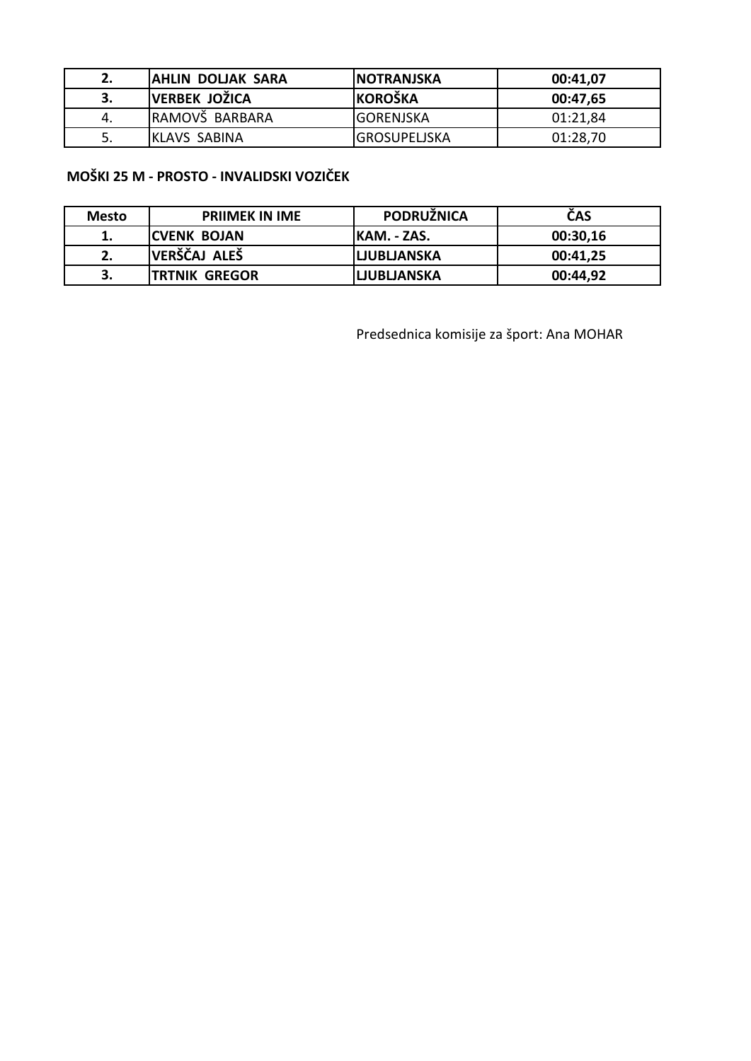| | | | |
|---|---|---|---|
| **2.** | **AHLIN DOLJAK SARA** | **NOTRANJSKA** | **00:41,07** |
| **3.** | **VERBEK JOŽICA** | **KOROŠKA** | **00:47,65** |
| 4. | RAMOVŠ BARBARA | GORENJSKA | 01:21,84 |
| 5. | KLAVS SABINA | GROSUPELJSKA | 01:28,70 |

**MOŠKI 25 M - PROSTO - INVALIDSKI VOZIČEK**

| Mesto | PRIIMEK IN IME | PODRUŽNICA | ČAS |
|---|---|---|---|
| **1.** | **CVENK BOJAN** | **KAM. - ZAS.** | **00:30,16** |
| **2.** | **VERŠČAJ ALEŠ** | **LJUBLJANSKA** | **00:41,25** |
| **3.** | **TRTNIK GREGOR** | **LJUBLJANSKA** | **00:44,92** |

Predsednica komisije za šport: Ana MOHAR